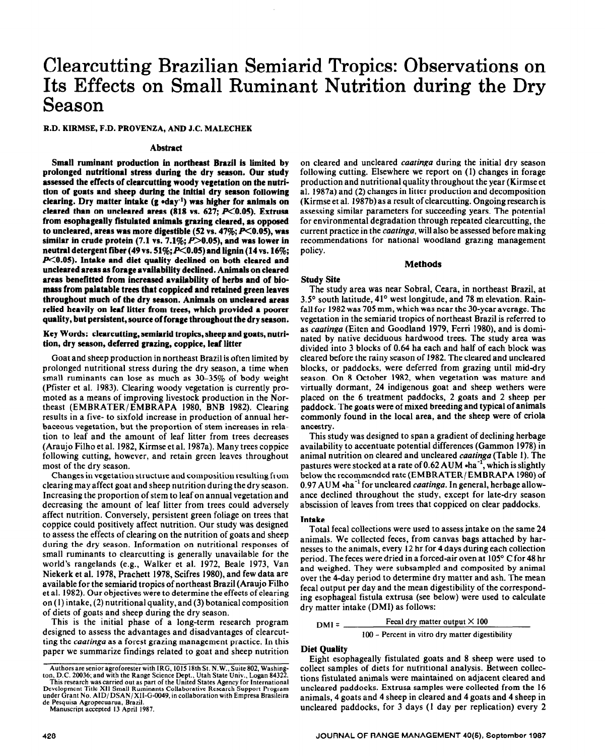# Clearcutting Brazilian Semiarid Tropics: Observations on Its Effects on Small Ruminant Nutrition during the Dry Season

**R.D. KIRMSE, F.D. PROVENZA, AND J.C. MALECHEK**

## Abstract

**Small ruminant production in northeast Brazil is limited by prolonged nutritional stress during the dry season. Our study assessed the effects of clearcutting woody vegetation on the nutrition of goats and sheep during the initial dry season following clearing. Dry matter intake (g •day$^{-1}$) was higher for animals on cleared than on uncleared areas (818 vs. 627; $P<0.05$). Extrusa from esophageally fistulated animals grazing cleared, as opposed to uncleared, areas was more digestible (52 vs. 47%; $P<0.05$), was similar in crude protein (7.1 vs. 7.1%; $P>0.05$), and was lower in neutral detergent fiber (49 vs. 51%; $P<0.05$) and lignin (14 vs. 16%; $P<0.05$). Intake and diet quality declined on both cleared and uncleared areas as forage availability declined. Animals on cleared areas benefitted from increased availability of herbs and of biomass from palatable trees that coppiced and retained green leaves throughout much of the dry season. Animals on uncleared areas relied heavily on leaf litter from trees, which provided a poorer quality, but persistent, source of forage throughout the dry season.**

**Key Words: clearcutting, semiarid tropics, sheep and goats, nutrition, dry season, deferred grazing, coppice, leaf litter**

Goat and sheep production in northeast Brazil is often limited by prolonged nutritional stress during the dry season, a time when small ruminants can lose as much as 30–35% of body weight (Pfister et al. 1983). Clearing woody vegetation is currently promoted as a means of improving livestock production in the Northeast (EMBRATER/EMBRAPA 1980, BNB 1982). Clearing results in a five- to sixfold increase in production of annual herbaceous vegetation, but the proportion of stem increases in relation to leaf and the amount of leaf litter from trees decreases (Araujo Filho et al. 1982, Kirmse et al. 1987a). Many trees coppice following cutting, however, and retain green leaves throughout most of the dry season.

Changes in vegetation structure and composition resulting from clearing may affect goat and sheep nutrition during the dry season. Increasing the proportion of stem to leaf on annual vegetation and decreasing the amount of leaf litter from trees could adversely affect nutrition. Conversely, persistent green foliage on trees that coppice could positively affect nutrition. Our study was designed to assess the effects of clearing on the nutrition of goats and sheep during the dry season. Information on nutritional responses of small ruminants to clearcutting is generally unavailable for the world's rangelands (e.g., Walker et al. 1972, Beale 1973, Van Niekerk et al. 1978, Prachett 1978, Scifres 1980), and few data are available for the semiarid tropics of northeast Brazil (Araujo Filho et al. 1982). Our objectives were to determine the effects of clearing on (1) intake, (2) nutritional quality, and (3) botanical composition of diets of goats and sheep during the dry season.

This is the initial phase of a long-term research program designed to assess the advantages and disadvantages of clearcutting the *caatinga* as a forest grazing management practice. In this paper we summarize findings related to goat and sheep nutrition on cleared and uncleared *caatinga* during the initial dry season following cutting. Elsewhere we report on (1) changes in forage production and nutritional quality throughout the year (Kirmse et al. 1987a) and (2) changes in litter production and decomposition (Kirmse et al. 1987b) as a result of clearcutting. Ongoing research is assessing similar parameters for succeeding years. The potential for environmental degradation through repeated clearcutting, the current practice in the *caatinga*, will also be assessed before making recommendations for national woodland grazing management policy.

Authors are senior agroforester with IRG, 1015 18th St. N.W., Suite 802, Washington, D.C. 20036; and with the Range Science Dept., Utah State Univ., Logan 84322.
This research was carried out as part of the United States Agency for International Development Title XII Small Ruminants Collaborative Research Support Program under Grant No. AID/DSAN/XII-G-0049, in collaboration with Empresa Brasileira de Pesquisa Agropecuarua, Brazil.
Manuscript accepted 13 April 1987.

## Methods

### Study Site

The study area was near Sobral, Ceara, in northeast Brazil, at 3.5° south latitude, 41° west longitude, and 78 m elevation. Rainfall for 1982 was 705 mm, which was near the 30-year average. The vegetation in the semiarid tropics of northeast Brazil is referred to as *caatinga* (Eiten and Goodland 1979, Ferri 1980), and is dominated by native deciduous hardwood trees. The study area was divided into 3 blocks of 0.64 ha each and half of each block was cleared before the rainy season of 1982. The cleared and uncleared blocks, or paddocks, were deferred from grazing until mid-dry season. On 8 October 1982, when vegetation was mature and virtually dormant, 24 indigenous goat and sheep wethers were placed on the 6 treatment paddocks, 2 goats and 2 sheep per paddock. The goats were of mixed breeding and typical of animals commonly found in the local area, and the sheep were of criola ancestry.

This study was designed to span a gradient of declining herbage availability to accentuate potential differences (Gammon 1978) in animal nutrition on cleared and uncleared *caatinga* (Table 1). The pastures were stocked at a rate of 0.62 AUM •ha$^{-1}$, which is slightly below the recommended rate (EMBRATER/EMBRAPA 1980) of 0.97 AUM •ha$^{-1}$ for uncleared *caatinga*. In general, herbage allowance declined throughout the study, except for late-dry season abscission of leaves from trees that coppiced on clear paddocks.

### Intake

Total fecal collections were used to assess intake on the same 24 animals. We collected feces, from canvas bags attached by harnesses to the animals, every 12 hr for 4 days during each collection period. The feces were dried in a forced-air oven at 105° C for 48 hr and weighed. They were subsampled and composited by animal over the 4-day period to determine dry matter and ash. The mean fecal output per day and the mean digestibility of the corresponding esophageal fistula extrusa (see below) were used to calculate dry matter intake (DMI) as follows:

$$\text{DMI} = \frac{\text{Fecal dry matter output} \times 100}{100 - \text{Percent in vitro dry matter digestibility}}$$

### Diet Quality

Eight esophageally fistulated goats and 8 sheep were used to collect samples of diets for nutritional analysis. Between collections fistulated animals were maintained on adjacent cleared and uncleared paddocks. Extrusa samples were collected from the 16 animals, 4 goats and 4 sheep in cleared and 4 goats and 4 sheep in uncleared paddocks, for 3 days (1 day per replication) every 2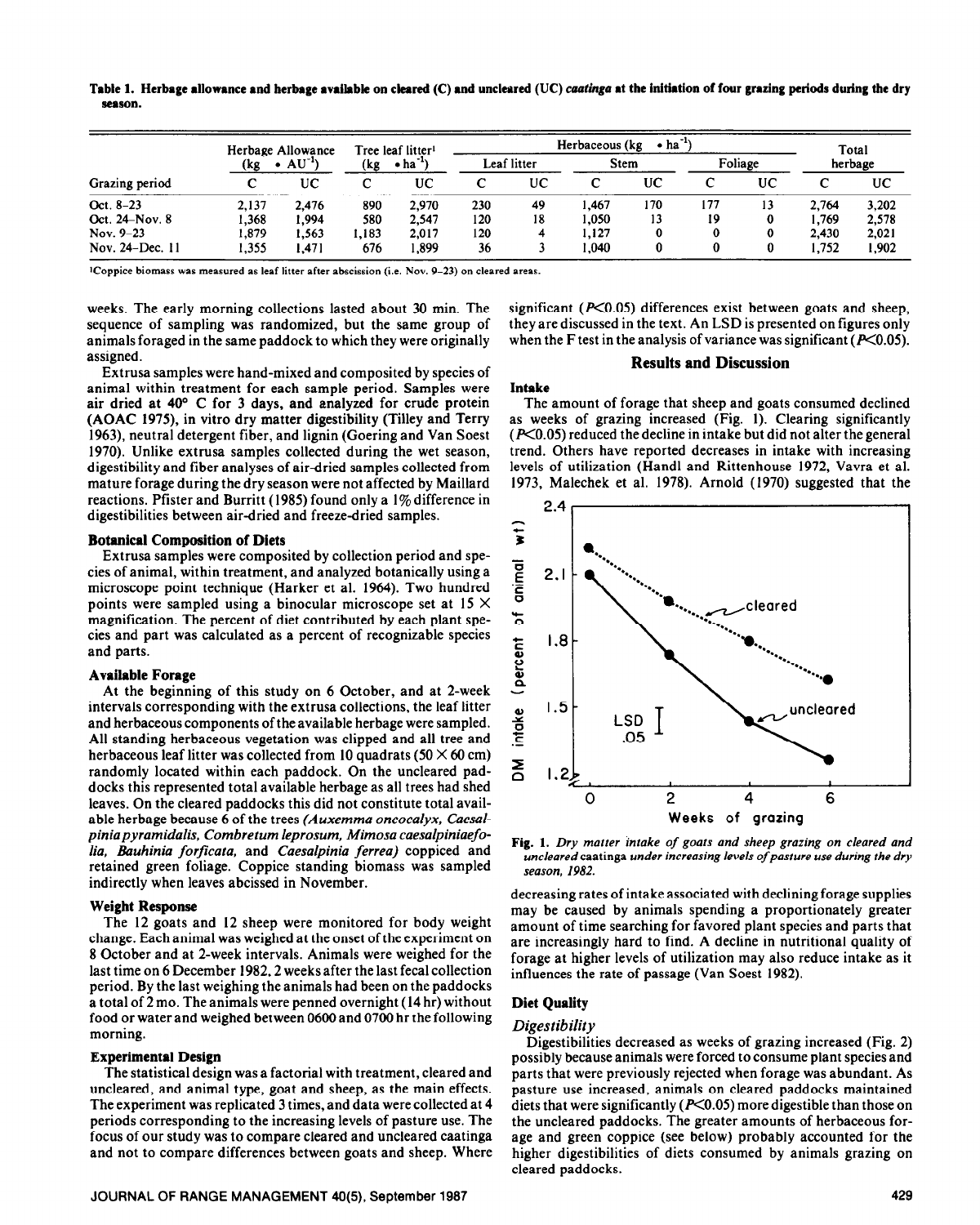**Table 1. Herbage allowance and herbage available on cleared (C) and uncleared (UC) *caatinga* at the initiation of four grazing periods during the dry season.**

| Grazing period | Herbage Allowance (kg • AU$^{-1}$) | | Tree leaf litter[1] (kg • ha$^{-1}$) | | Herbaceous (kg • ha$^{-1}$) | | | | | | Total herbage | |
|---|---|---|---|---|---|---|---|---|---|---|---|---|
| | | | | | Leaf litter | | Stem | | Foliage | | | |
| | C | UC | C | UC | C | UC | C | UC | C | UC | C | UC |
| Oct. 8–23 | 2,137 | 2,476 | 890 | 2,970 | 230 | 49 | 1,467 | 170 | 177 | 13 | 2,764 | 3,202 |
| Oct. 24–Nov. 8 | 1,368 | 1,994 | 580 | 2,547 | 120 | 18 | 1,050 | 13 | 19 | 0 | 1,769 | 2,578 |
| Nov. 9–23 | 1,879 | 1,563 | 1,183 | 2,017 | 120 | 4 | 1,127 | 0 | 0 | 0 | 2,430 | 2,021 |
| Nov. 24–Dec. 11 | 1,355 | 1,471 | 676 | 1,899 | 36 | 3 | 1,040 | 0 | 0 | 0 | 1,752 | 1,902 |

[1]Coppice biomass was measured as leaf litter after abscission (i.e. Nov. 9–23) on cleared areas.

weeks. The early morning collections lasted about 30 min. The sequence of sampling was randomized, but the same group of animals foraged in the same paddock to which they were originally assigned.

Extrusa samples were hand-mixed and composited by species of animal within treatment for each sample period. Samples were air dried at 40° C for 3 days, and analyzed for crude protein (AOAC 1975), in vitro dry matter digestibility (Tilley and Terry 1963), neutral detergent fiber, and lignin (Goering and Van Soest 1970). Unlike extrusa samples collected during the wet season, digestibility and fiber analyses of air-dried samples collected from mature forage during the dry season were not affected by Maillard reactions. Pfister and Burritt (1985) found only a 1% difference in digestibilities between air-dried and freeze-dried samples.

### Botanical Composition of Diets

Extrusa samples were composited by collection period and species of animal, within treatment, and analyzed botanically using a microscope point technique (Harker et al. 1964). Two hundred points were sampled using a binocular microscope set at 15 × magnification. The percent of diet contributed by each plant species and part was calculated as a percent of recognizable species and parts.

### Available Forage

At the beginning of this study on 6 October, and at 2-week intervals corresponding with the extrusa collections, the leaf litter and herbaceous components of the available herbage were sampled. All standing herbaceous vegetation was clipped and all tree and herbaceous leaf litter was collected from 10 quadrats (50 × 60 cm) randomly located within each paddock. On the uncleared paddocks this represented total available herbage as all trees had shed leaves. On the cleared paddocks this did not constitute total available herbage because 6 of the trees *(Auxemma oncocalyx, Caesalpinia pyramidalis, Combretum leprosum, Mimosa caesalpiniaefolia, Bauhinia forficata,* and *Caesalpinia ferrea)* coppiced and retained green foliage. Coppice standing biomass was sampled indirectly when leaves abcissed in November.

### Weight Response

The 12 goats and 12 sheep were monitored for body weight change. Each animal was weighed at the onset of the experiment on 8 October and at 2-week intervals. Animals were weighed for the last time on 6 December 1982, 2 weeks after the last fecal collection period. By the last weighing the animals had been on the paddocks a total of 2 mo. The animals were penned overnight (14 hr) without food or water and weighed between 0600 and 0700 hr the following morning.

### Experimental Design

The statistical design was a factorial with treatment, cleared and uncleared, and animal type, goat and sheep, as the main effects. The experiment was replicated 3 times, and data were collected at 4 periods corresponding to the increasing levels of pasture use. The focus of our study was to compare cleared and uncleared caatinga and not to compare differences between goats and sheep. Where significant ($P<0.05$) differences exist between goats and sheep, they are discussed in the text. An LSD is presented on figures only when the F test in the analysis of variance was significant ($P<0.05$).

## Results and Discussion

### Intake

The amount of forage that sheep and goats consumed declined as weeks of grazing increased (Fig. 1). Clearing significantly ($P<0.05$) reduced the decline in intake but did not alter the general trend. Others have reported decreases in intake with increasing levels of utilization (Handl and Rittenhouse 1972, Vavra et al. 1973, Malechek et al. 1978). Arnold (1970) suggested that the decreasing rates of intake associated with declining forage supplies may be caused by animals spending a proportionately greater amount of time searching for favored plant species and parts that are increasingly hard to find. A decline in nutritional quality of forage at higher levels of utilization may also reduce intake as it influences the rate of passage (Van Soest 1982).

**Fig. 1.** *Dry matter intake of goats and sheep grazing on cleared and uncleared* caatinga *under increasing levels of pasture use during the dry season, 1982.*

### Diet Quality

#### *Digestibility*

Digestibilities decreased as weeks of grazing increased (Fig. 2) possibly because animals were forced to consume plant species and parts that were previously rejected when forage was abundant. As pasture use increased, animals on cleared paddocks maintained diets that were significantly ($P<0.05$) more digestible than those on the uncleared paddocks. The greater amounts of herbaceous forage and green coppice (see below) probably accounted for the higher digestibilities of diets consumed by animals grazing on cleared paddocks.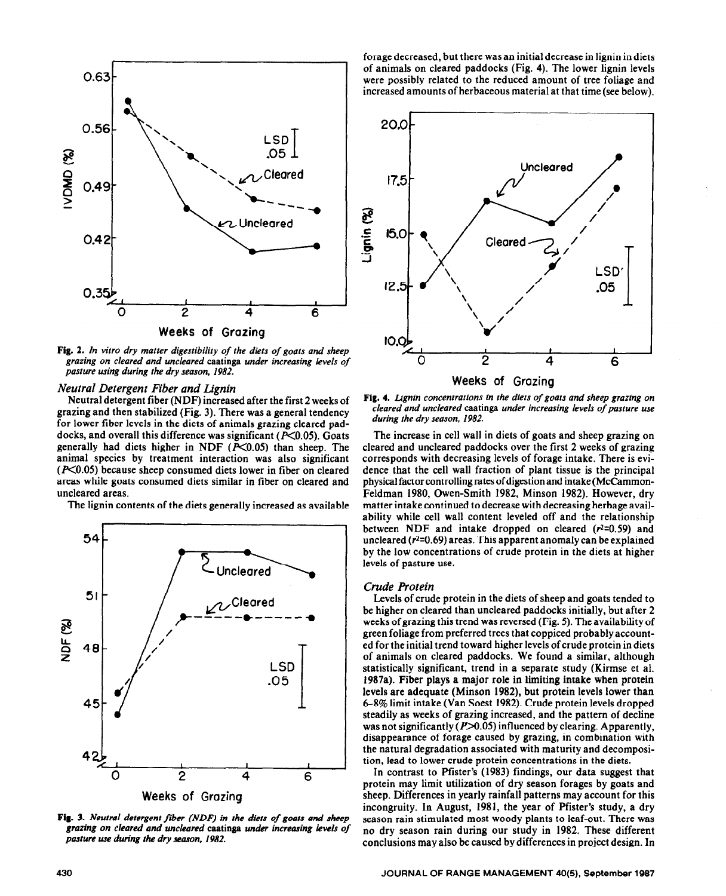Fig. 2. *In vitro dry matter digestibility of the diets of goats and sheep grazing on cleared and uncleared caatinga under increasing levels of pasture using during the dry season, 1982.*

### Neutral Detergent Fiber and Lignin

Neutral detergent fiber (NDF) increased after the first 2 weeks of grazing and then stabilized (Fig. 3). There was a general tendency for lower fiber levels in the diets of animals grazing cleared paddocks, and overall this difference was significant ($P<0.05$). Goats generally had diets higher in NDF ($P<0.05$) than sheep. The animal species by treatment interaction was also significant ($P<0.05$) because sheep consumed diets lower in fiber on cleared areas while goats consumed diets similar in fiber on cleared and uncleared areas.

The lignin contents of the diets generally increased as available forage decreased, but there was an initial decrease in lignin in diets of animals on cleared paddocks (Fig. 4). The lower lignin levels were possibly related to the reduced amount of tree foliage and increased amounts of herbaceous material at that time (see below).

Fig. 3. *Neutral detergent fiber (NDF) in the diets of goats and sheep grazing on cleared and uncleared caatinga under increasing levels of pasture use during the dry season, 1982.*

Fig. 4. *Lignin concentrations in the diets of goats and sheep grazing on cleared and uncleared caatinga under increasing levels of pasture use during the dry season, 1982.*

The increase in cell wall in diets of goats and sheep grazing on cleared and uncleared paddocks over the first 2 weeks of grazing corresponds with decreasing levels of forage intake. There is evidence that the cell wall fraction of plant tissue is the principal physical factor controlling rates of digestion and intake (McCammon-Feldman 1980, Owen-Smith 1982, Minson 1982). However, dry matter intake continued to decrease with decreasing herbage availability while cell wall content leveled off and the relationship between NDF and intake dropped on cleared ($r^2$=0.59) and uncleared ($r^2$=0.69) areas. This apparent anomaly can be explained by the low concentrations of crude protein in the diets at higher levels of pasture use.

### Crude Protein

Levels of crude protein in the diets of sheep and goats tended to be higher on cleared than uncleared paddocks initially, but after 2 weeks of grazing this trend was reversed (Fig. 5). The availability of green foliage from preferred trees that coppiced probably accounted for the initial trend toward higher levels of crude protein in diets of animals on cleared paddocks. We found a similar, although statistically significant, trend in a separate study (Kirmse et al. 1987a). Fiber plays a major role in limiting intake when protein levels are adequate (Minson 1982), but protein levels lower than 6–8% limit intake (Van Soest 1982). Crude protein levels dropped steadily as weeks of grazing increased, and the pattern of decline was not significantly ($P>0.05$) influenced by clearing. Apparently, disappearance of forage caused by grazing, in combination with the natural degradation associated with maturity and decomposition, lead to lower crude protein concentrations in the diets.

In contrast to Pfister's (1983) findings, our data suggest that protein may limit utilization of dry season forages by goats and sheep. Differences in yearly rainfall patterns may account for this incongruity. In August, 1981, the year of Pfister's study, a dry season rain stimulated most woody plants to leaf-out. There was no dry season rain during our study in 1982. These different conclusions may also be caused by differences in project design. In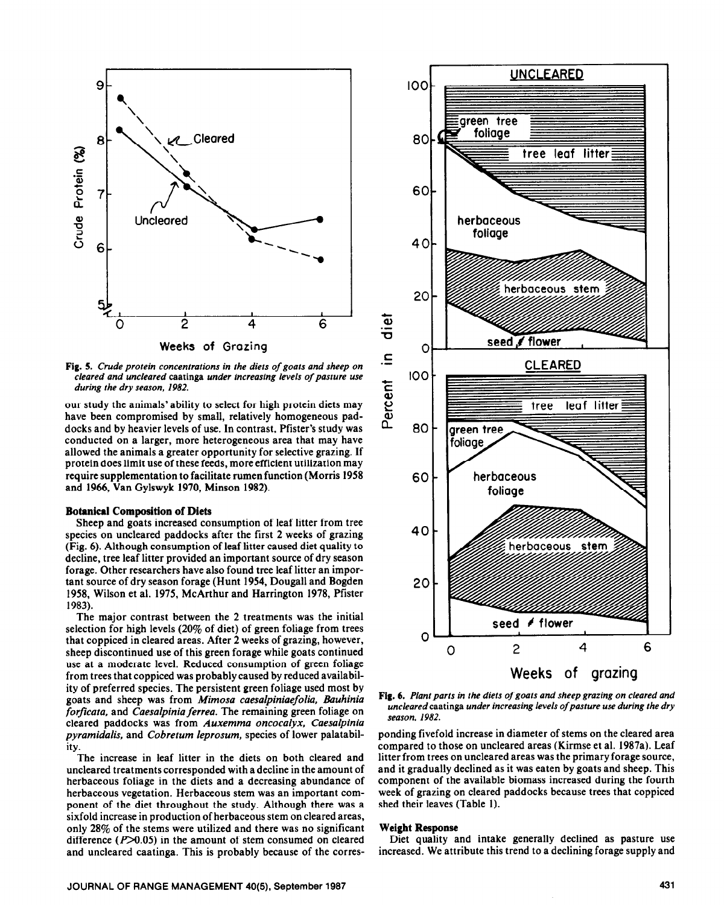Fig. 5. *Crude protein concentrations in the diets of goats and sheep on cleared and uncleared* caatinga *under increasing levels of pasture use during the dry season, 1982.*

our study the animals' ability to select for high protein diets may have been compromised by small, relatively homogeneous paddocks and by heavier levels of use. In contrast, Pfister's study was conducted on a larger, more heterogeneous area that may have allowed the animals a greater opportunity for selective grazing. If protein does limit use of these feeds, more efficient utilization may require supplementation to facilitate rumen function (Morris 1958 and 1966, Van Gylswyk 1970, Minson 1982).

### Botanical Composition of Diets

Sheep and goats increased consumption of leaf litter from tree species on uncleared paddocks after the first 2 weeks of grazing (Fig. 6). Although consumption of leaf litter caused diet quality to decline, tree leaf litter provided an important source of dry season forage. Other researchers have also found tree leaf litter an important source of dry season forage (Hunt 1954, Dougall and Bogden 1958, Wilson et al. 1975, McArthur and Harrington 1978, Pfister 1983).

The major contrast between the 2 treatments was the initial selection for high levels (20% of diet) of green foliage from trees that coppiced in cleared areas. After 2 weeks of grazing, however, sheep discontinued use of this green forage while goats continued use at a moderate level. Reduced consumption of green foliage from trees that coppiced was probably caused by reduced availability of preferred species. The persistent green foliage used most by goats and sheep was from *Mimosa caesalpiniaefolia, Bauhinia forficata,* and *Caesalpinia ferrea.* The remaining green foliage on cleared paddocks was from *Auxemma oncocalyx, Caesalpinia pyramidalis,* and *Cobretum leprosum,* species of lower palatability.

The increase in leaf litter in the diets on both cleared and uncleared treatments corresponded with a decline in the amount of herbaceous foliage in the diets and a decreasing abundance of herbaceous vegetation. Herbaceous stem was an important component of the diet throughout the study. Although there was a sixfold increase in production of herbaceous stem on cleared areas, only 28% of the stems were utilized and there was no significant difference ($P>0.05$) in the amount of stem consumed on cleared and uncleared caatinga. This is probably because of the corresponding fivefold increase in diameter of stems on the cleared area compared to those on uncleared areas (Kirmse et al. 1987a). Leaf litter from trees on uncleared areas was the primary forage source, and it gradually declined as it was eaten by goats and sheep. This component of the available biomass increased during the fourth week of grazing on cleared paddocks because trees that coppiced shed their leaves (Table 1).

Fig. 6. *Plant parts in the diets of goats and sheep grazing on cleared and uncleared* caatinga *under increasing levels of pasture use during the dry season, 1982.*

### Weight Response

Diet quality and intake generally declined as pasture use increased. We attribute this trend to a declining forage supply and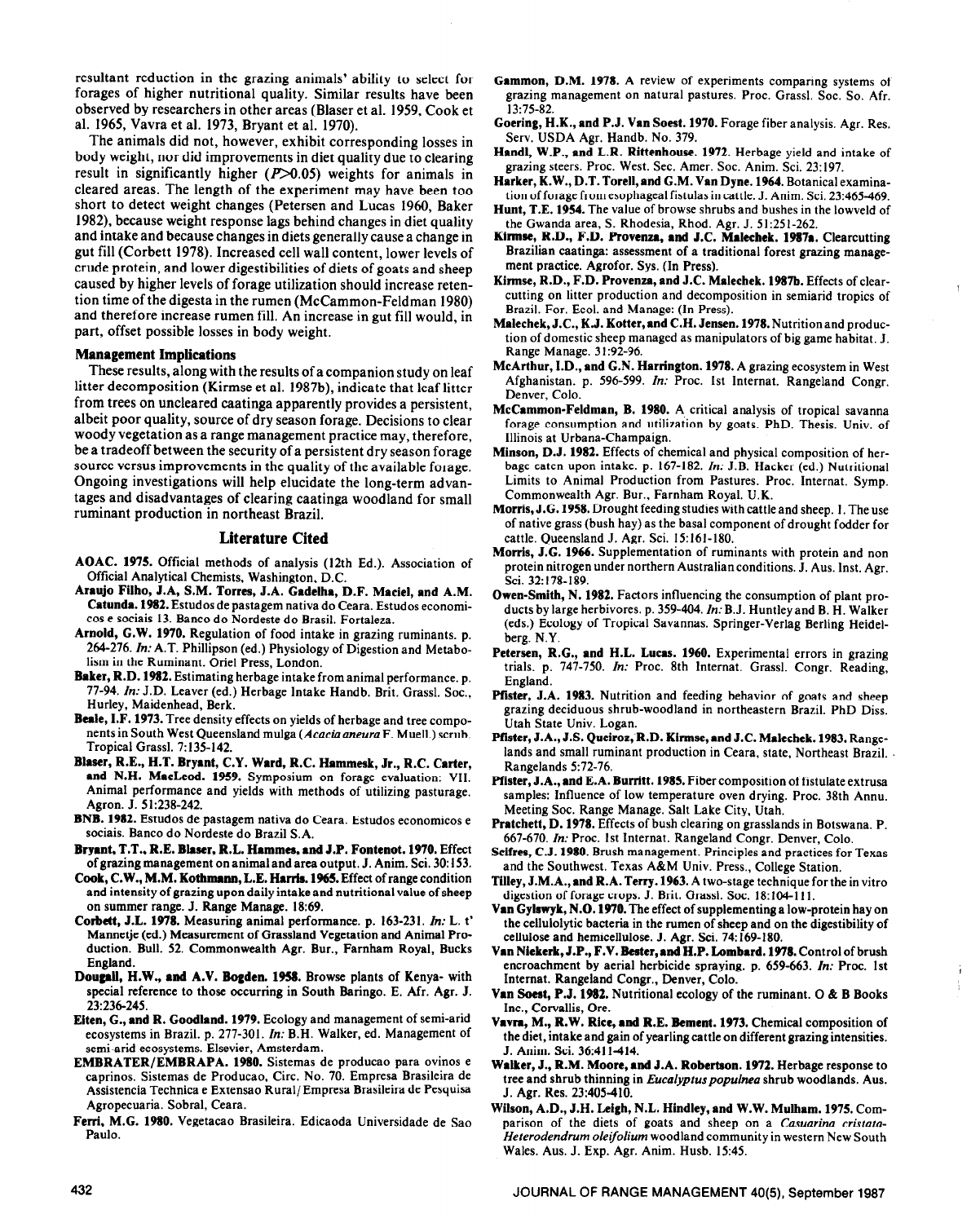resultant reduction in the grazing animals' ability to select for forages of higher nutritional quality. Similar results have been observed by researchers in other areas (Blaser et al. 1959, Cook et al. 1965, Vavra et al. 1973, Bryant et al. 1970).

The animals did not, however, exhibit corresponding losses in body weight, nor did improvements in diet quality due to clearing result in significantly higher ($P$>0.05) weights for animals in cleared areas. The length of the experiment may have been too short to detect weight changes (Petersen and Lucas 1960, Baker 1982), because weight response lags behind changes in diet quality and intake and because changes in diets generally cause a change in gut fill (Corbett 1978). Increased cell wall content, lower levels of crude protein, and lower digestibilities of diets of goats and sheep caused by higher levels of forage utilization should increase retention time of the digesta in the rumen (McCammon-Feldman 1980) and therefore increase rumen fill. An increase in gut fill would, in part, offset possible losses in body weight.

## Management Implications

These results, along with the results of a companion study on leaf litter decomposition (Kirmse et al. 1987b), indicate that leaf litter from trees on uncleared caatinga apparently provides a persistent, albeit poor quality, source of dry season forage. Decisions to clear woody vegetation as a range management practice may, therefore, be a tradeoff between the security of a persistent dry season forage source versus improvements in the quality of the available forage. Ongoing investigations will help elucidate the long-term advantages and disadvantages of clearing caatinga woodland for small ruminant production in northeast Brazil.

## Literature Cited

**AOAC. 1975.** Official methods of analysis (12th Ed.). Association of Official Analytical Chemists, Washington, D.C.

**Araujo Filho, J.A, S.M. Torres, J.A. Gadelha, D.F. Maciel, and A.M. Catunda. 1982.** Estudos de pastagem nativa do Ceara. Estudos economicos e sociais 13. Banco do Nordeste do Brasil. Fortaleza.

**Arnold, G.W. 1970.** Regulation of food intake in grazing ruminants. p. 264-276. *In:* A.T. Phillipson (ed.) Physiology of Digestion and Metabolism in the Ruminant. Oriel Press, London.

**Baker, R.D. 1982.** Estimating herbage intake from animal performance. p. 77-94. *In:* J.D. Leaver (ed.) Herbage Intake Handb. Brit. Grassl. Soc., Hurley, Maidenhead, Berk.

**Beale, I.F. 1973.** Tree density effects on yields of herbage and tree components in South West Queensland mulga (*Acacia aneura* F. Muell.) scrub. Tropical Grassl. 7:135-142.

**Blaser, R.E., H.T. Bryant, C.Y. Ward, R.C. Hammesk, Jr., R.C. Carter, and N.H. MacLeod. 1959.** Symposium on forage evaluation: VII. Animal performance and yields with methods of utilizing pasturage. Agron. J. 51:238-242.

**BNB. 1982.** Estudos de pastagem nativa do Ceara. Estudos economicos e sociais. Banco do Nordeste do Brazil S.A.

**Bryant, T.T., R.E. Blaser, R.L. Hammes, and J.P. Fontenot. 1970.** Effect of grazing management on animal and area output. J. Anim. Sci. 30:153.

**Cook, C.W., M.M. Kothmann, L.E. Harris. 1965.** Effect of range condition and intensity of grazing upon daily intake and nutritional value of sheep on summer range. J. Range Manage. 18:69.

**Corbett, J.L. 1978.** Measuring animal performance. p. 163-231. *In:* L. t' Mannetje (ed.) Measurement of Grassland Vegetation and Animal Production. Bull. 52. Commonwealth Agr. Bur., Farnham Royal, Bucks England.

**Dougall, H.W., and A.V. Bogden. 1958.** Browse plants of Kenya- with special reference to those occurring in South Baringo. E. Afr. Agr. J. 23:236-245.

**Eiten, G., and R. Goodland. 1979.** Ecology and management of semi-arid ecosystems in Brazil. p. 277-301. *In:* B.H. Walker, ed. Management of semi-arid ecosystems. Elsevier, Amsterdam.

**EMBRATER/EMBRAPA. 1980.** Sistemas de producao para ovinos e caprinos. Sistemas de Producao, Circ. No. 70. Empresa Brasileira de Assistencia Technica e Extensao Rural/Empresa Brasileira de Pesquisa Agropecuaria. Sobral, Ceara.

**Ferri, M.G. 1980.** Vegetacao Brasileira. Edicaoda Universidade de Sao Paulo.

**Gammon, D.M. 1978.** A review of experiments comparing systems of grazing management on natural pastures. Proc. Grassl. Soc. So. Afr. 13:75-82.

**Goering, H.K., and P.J. Van Soest. 1970.** Forage fiber analysis. Agr. Res. Serv. USDA Agr. Handb. No. 379.

**Handl, W.P., and L.R. Rittenhouse. 1972.** Herbage yield and intake of grazing steers. Proc. West. Sec. Amer. Soc. Anim. Sci. 23:197.

**Harker, K.W., D.T. Torell, and G.M. Van Dyne. 1964.** Botanical examination of forage from esophageal fistulas in cattle. J. Anim. Sci. 23:465-469.

**Hunt, T.E. 1954.** The value of browse shrubs and bushes in the lowveld of the Gwanda area, S. Rhodesia, Rhod. Agr. J. 51:251-262.

**Kirmse, R.D., F.D. Provenza, and J.C. Malechek. 1987a.** Clearcutting Brazilian caatinga: assessment of a traditional forest grazing management practice. Agrofor. Sys. (In Press).

**Kirmse, R.D., F.D. Provenza, and J.C. Malechek. 1987b.** Effects of clearcutting on litter production and decomposition in semiarid tropics of Brazil. For. Ecol. and Manage: (In Press).

**Malechek, J.C., K.J. Kotter, and C.H. Jensen. 1978.** Nutrition and production of domestic sheep managed as manipulators of big game habitat. J. Range Manage. 31:92-96.

**McArthur, I.D., and G.N. Harrington. 1978.** A grazing ecosystem in West Afghanistan. p. 596-599. *In:* Proc. 1st Internat. Rangeland Congr. Denver, Colo.

**McCammon-Feldman, B. 1980.** A critical analysis of tropical savanna forage consumption and utilization by goats. PhD. Thesis. Univ. of Illinois at Urbana-Champaign.

**Minson, D.J. 1982.** Effects of chemical and physical composition of herbage eaten upon intake. p. 167-182. *In:* J.B. Hacker (ed.) Nutritional Limits to Animal Production from Pastures. Proc. Internat. Symp. Commonwealth Agr. Bur., Farnham Royal. U.K.

**Morris, J.G. 1958.** Drought feeding studies with cattle and sheep. 1. The use of native grass (bush hay) as the basal component of drought fodder for cattle. Queensland J. Agr. Sci. 15:161-180.

**Morris, J.G. 1966.** Supplementation of ruminants with protein and non protein nitrogen under northern Australian conditions. J. Aus. Inst. Agr. Sci. 32:178-189.

**Owen-Smith, N. 1982.** Factors influencing the consumption of plant products by large herbivores. p. 359-404. *In:* B.J. Huntley and B. H. Walker (eds.) Ecology of Tropical Savannas. Springer-Verlag Berling Heidelberg. N.Y.

**Petersen, R.G., and H.L. Lucas. 1960.** Experimental errors in grazing trials. p. 747-750. *In:* Proc. 8th Internat. Grassl. Congr. Reading, England.

**Pfister, J.A. 1983.** Nutrition and feeding behavior of goats and sheep grazing deciduous shrub-woodland in northeastern Brazil. PhD Diss. Utah State Univ. Logan.

**Pfister, J.A., J.S. Queiroz, R.D. Kirmse, and J.C. Malechek. 1983.** Rangelands and small ruminant production in Ceara, state, Northeast Brazil. Rangelands 5:72-76.

**Pfister, J.A., and E.A. Burritt. 1985.** Fiber composition of fistulate extrusa samples: Influence of low temperature oven drying. Proc. 38th Annu. Meeting Soc. Range Manage. Salt Lake City, Utah.

**Pratchett, D. 1978.** Effects of bush clearing on grasslands in Botswana. P. 667-670. *In:* Proc. 1st Internat. Rangeland Congr. Denver, Colo.

**Scifres, C.J. 1980.** Brush management. Principles and practices for Texas and the Southwest. Texas A&M Univ. Press., College Station.

**Tilley, J.M.A., and R.A. Terry. 1963.** A two-stage technique for the in vitro digestion of forage crops. J. Brit. Grassl. Soc. 18:104-111.

**Van Gylswyk, N.O. 1970.** The effect of supplementing a low-protein hay on the cellulolytic bacteria in the rumen of sheep and on the digestibility of cellulose and hemicellulose. J. Agr. Sci. 74:169-180.

**Van Niekerk, J.P., F.V. Bester, and H.P. Lombard. 1978.** Control of brush encroachment by aerial herbicide spraying. p. 659-663. *In:* Proc. 1st Internat. Rangeland Congr., Denver, Colo.

**Van Soest, P.J. 1982.** Nutritional ecology of the ruminant. O & B Books Inc., Corvallis, Ore.

**Vavra, M., R.W. Rice, and R.E. Bement. 1973.** Chemical composition of the diet, intake and gain of yearling cattle on different grazing intensities. J. Anim. Sci. 36:411-414.

**Walker, J., R.M. Moore, and J.A. Robertson. 1972.** Herbage response to tree and shrub thinning in *Eucalyptus populnea* shrub woodlands. Aus. J. Agr. Res. 23:405-410.

**Wilson, A.D., J.H. Leigh, N.L. Hindley, and W.W. Mulham. 1975.** Comparison of the diets of goats and sheep on a *Casuarina cristata-Heterodendrum oleifolium* woodland community in western New South Wales. Aus. J. Exp. Agr. Anim. Husb. 15:45.